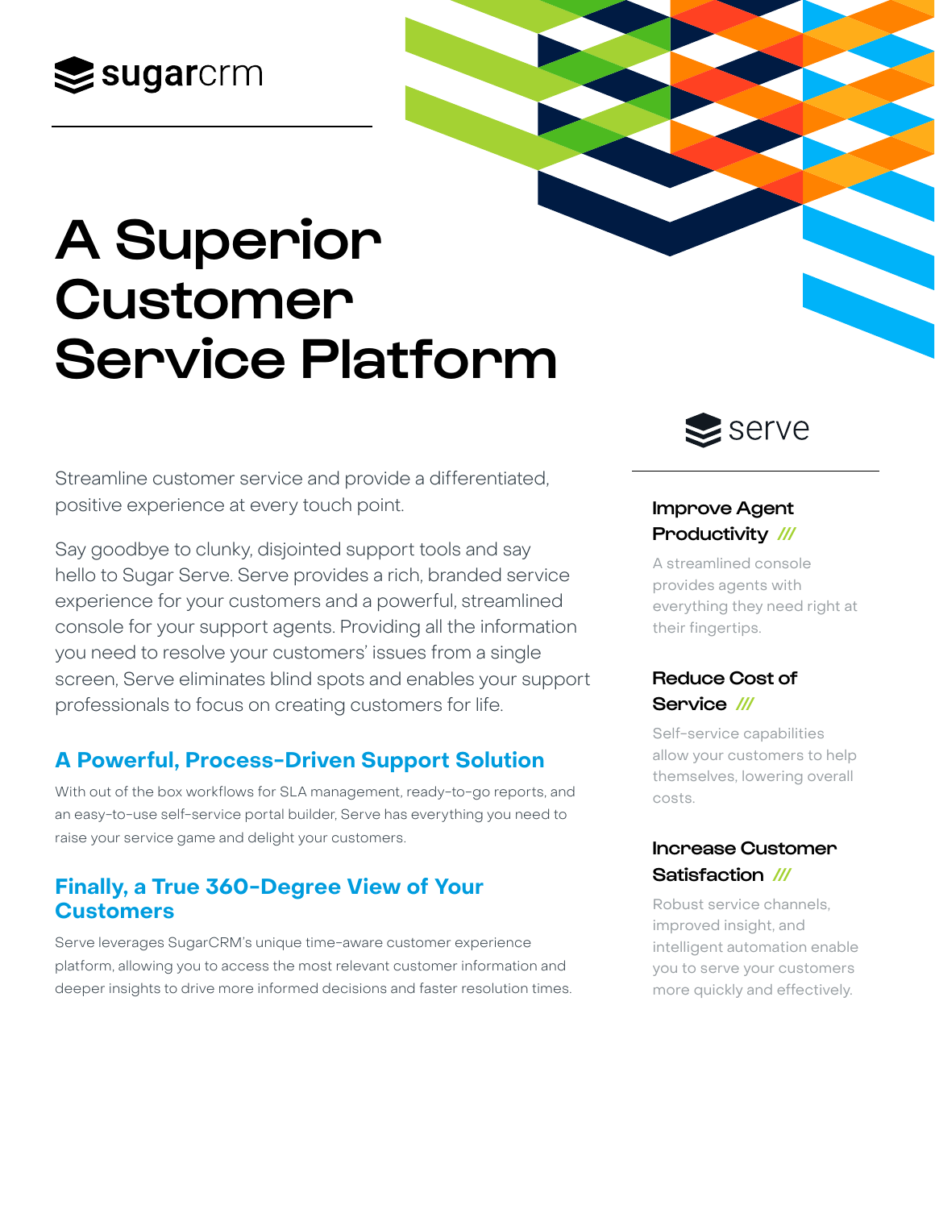sugarcrm

# A Superior Customer Service Platform

Streamline customer service and provide a differentiated, positive experience at every touch point.

Say goodbye to clunky, disjointed support tools and say hello to Sugar Serve. Serve provides a rich, branded service experience for your customers and a powerful, streamlined console for your support agents. Providing all the information you need to resolve your customers' issues from a single screen, Serve eliminates blind spots and enables your support professionals to focus on creating customers for life.

## A Powerful, Process-Driven Support Solution

With out of the box workflows for SLA management, ready-to-go reports, and an easy-to-use self-service portal builder, Serve has everything you need to raise your service game and delight your customers.

## Finally, a True 360-Degree View of Your Customers

Serve leverages SugarCRM's unique time-aware customer experience platform, allowing you to access the most relevant customer information and deeper insights to drive more informed decisions and faster resolution times.

serve

### Improve Agent Productivity ///

A streamlined console provides agents with everything they need right at their fingertips.

### Reduce Cost of Service ///

Self-service capabilities allow your customers to help themselves, lowering overall costs.

### Increase Customer Satisfaction ///

Robust service channels, improved insight, and intelligent automation enable you to serve your customers more quickly and effectively.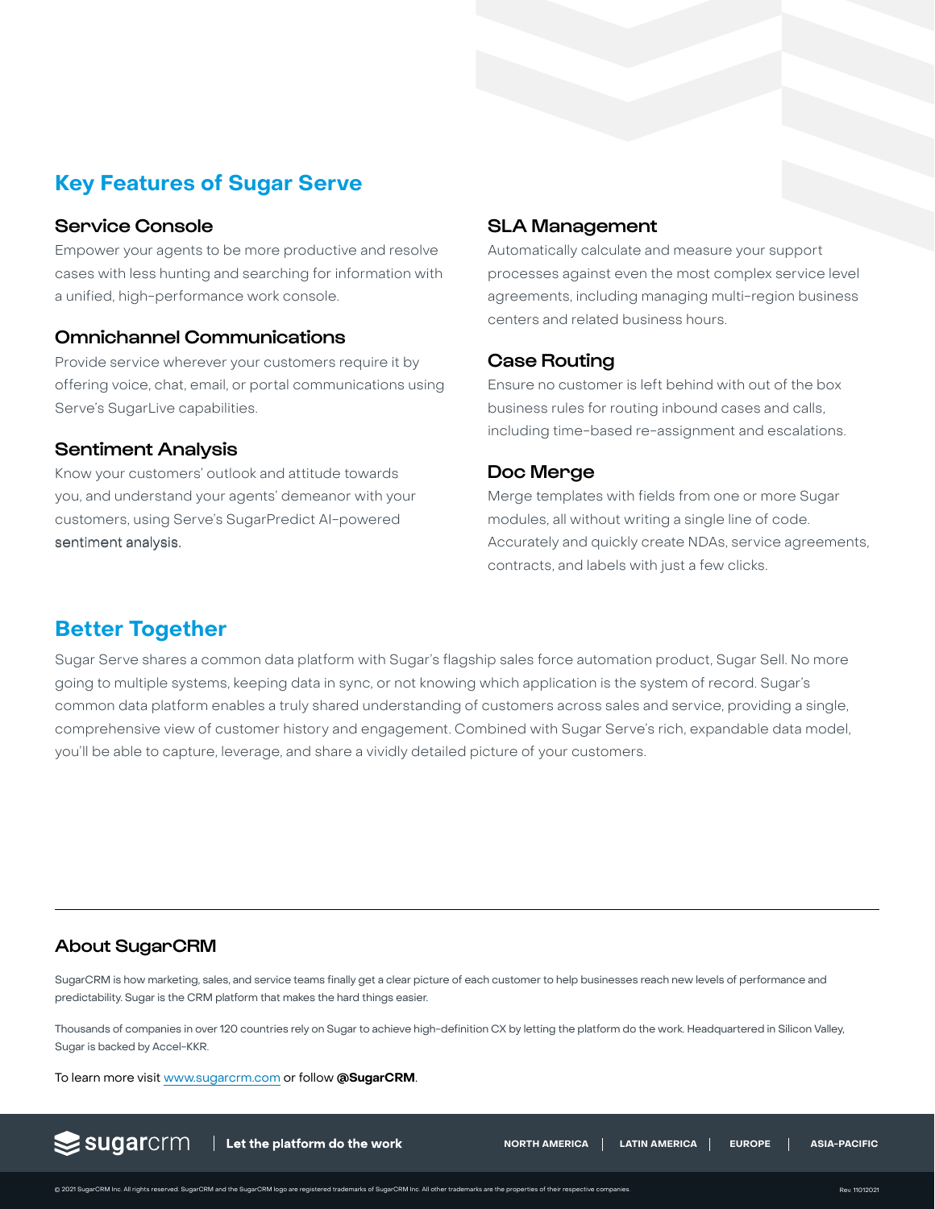## Key Features of Sugar Serve

### Service Console

Empower your agents to be more productive and resolve cases with less hunting and searching for information with a unified, high-performance work console.

### Omnichannel Communications

Provide service wherever your customers require it by offering voice, chat, email, or portal communications using Serve's SugarLive capabilities.

### Sentiment Analysis

Know your customers' outlook and attitude towards you, and understand your agents' demeanor with your customers, using Serve's SugarPredict AI-powered sentiment analysis.

### SLA Management

Automatically calculate and measure your support processes against even the most complex service level agreements, including managing multi-region business centers and related business hours.

### Case Routing

Ensure no customer is left behind with out of the box business rules for routing inbound cases and calls, including time-based re-assignment and escalations.

### Doc Merge

Merge templates with fields from one or more Sugar modules, all without writing a single line of code. Accurately and quickly create NDAs, service agreements, contracts, and labels with just a few clicks.

## Better Together

Sugar Serve shares a common data platform with Sugar's flagship sales force automation product, Sugar Sell. No more going to multiple systems, keeping data in sync, or not knowing which application is the system of record. Sugar's common data platform enables a truly shared understanding of customers across sales and service, providing a single, comprehensive view of customer history and engagement. Combined with Sugar Serve's rich, expandable data model, you'll be able to capture, leverage, and share a vividly detailed picture of your customers.

---

### About SugarCRM

SugarCRM is how marketing, sales, and service teams finally get a clear picture of each customer to help businesses reach new levels of performance and predictability. Sugar is the CRM platform that makes the hard things easier.

Thousands of companies in over 120 countries rely on Sugar to achieve high-definition CX by letting the platform do the work. Headquartered in Silicon Valley, Sugar is backed by Accel-KKR.

To learn more visit [www.sugarcrm.com](http://www.sugarcrm.com) or follow **@SugarCRM**.

sugarcrm | **Let the platform do the work**

**NORTH AMERICA | LATIN AMERICA | EUROPE | ASIA-PACIFIC**

© 2021 SugarCRM Inc. All rights reserved. SugarCRM and the SugarCRM logo are registered trademarks of SugarCRM Inc. All other trademarks are the properties of their respective companies.

Rev. 11012021